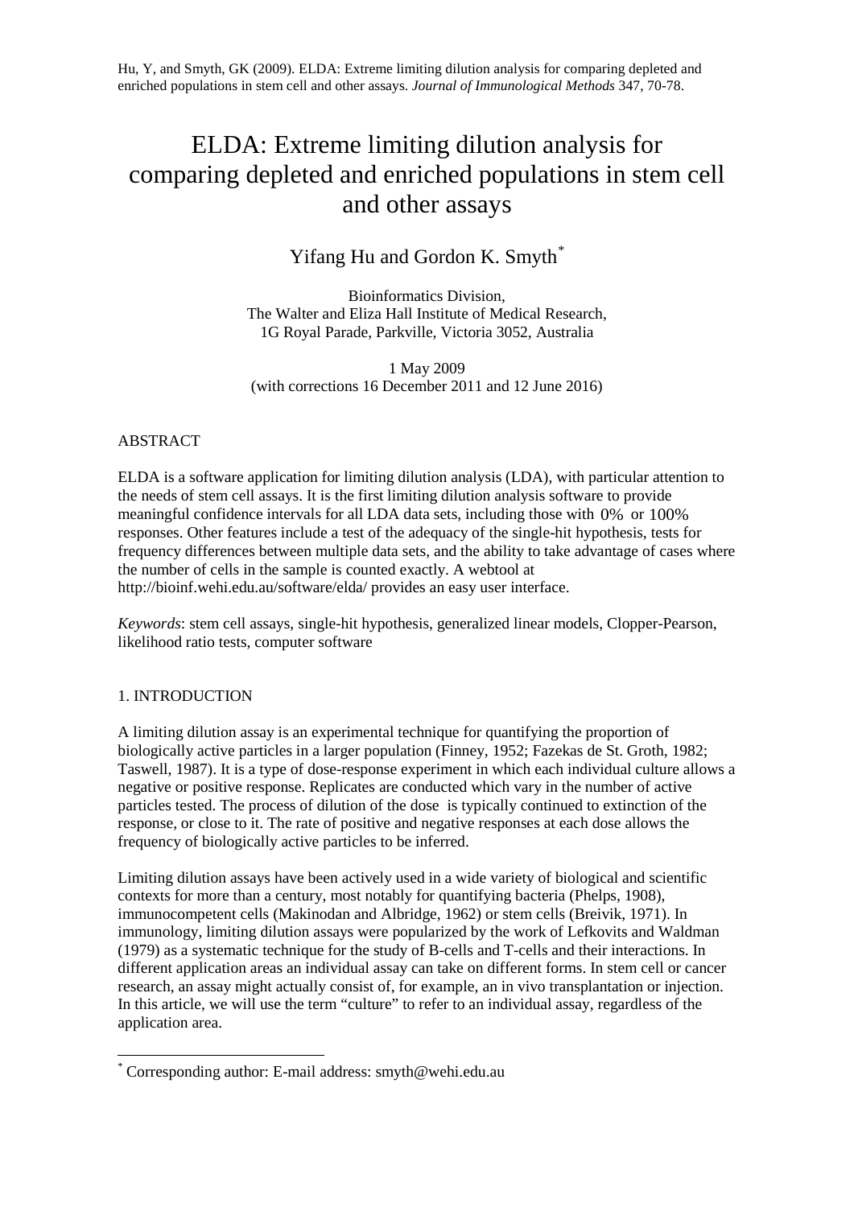Hu, Y, and Smyth, GK (2009). ELDA: Extreme limiting dilution analysis for comparing depleted and enriched populations in stem cell and other assays. *Journal of Immunological Methods* 347, 70-78.

# ELDA: Extreme limiting dilution analysis for comparing depleted and enriched populations in stem cell and other assays

Yifang Hu and Gordon K. Smyth[*]

Bioinformatics Division,
The Walter and Eliza Hall Institute of Medical Research,
1G Royal Parade, Parkville, Victoria 3052, Australia

1 May 2009
(with corrections 16 December 2011 and 12 June 2016)

## ABSTRACT

ELDA is a software application for limiting dilution analysis (LDA), with particular attention to the needs of stem cell assays. It is the first limiting dilution analysis software to provide meaningful confidence intervals for all LDA data sets, including those with 0% or 100% responses. Other features include a test of the adequacy of the single-hit hypothesis, tests for frequency differences between multiple data sets, and the ability to take advantage of cases where the number of cells in the sample is counted exactly. A webtool at http://bioinf.wehi.edu.au/software/elda/ provides an easy user interface.

*Keywords*: stem cell assays, single-hit hypothesis, generalized linear models, Clopper-Pearson, likelihood ratio tests, computer software

## 1. INTRODUCTION

A limiting dilution assay is an experimental technique for quantifying the proportion of biologically active particles in a larger population (Finney, 1952; Fazekas de St. Groth, 1982; Taswell, 1987). It is a type of dose-response experiment in which each individual culture allows a negative or positive response. Replicates are conducted which vary in the number of active particles tested. The process of dilution of the dose is typically continued to extinction of the response, or close to it. The rate of positive and negative responses at each dose allows the frequency of biologically active particles to be inferred.

Limiting dilution assays have been actively used in a wide variety of biological and scientific contexts for more than a century, most notably for quantifying bacteria (Phelps, 1908), immunocompetent cells (Makinodan and Albridge, 1962) or stem cells (Breivik, 1971). In immunology, limiting dilution assays were popularized by the work of Lefkovits and Waldman (1979) as a systematic technique for the study of B-cells and T-cells and their interactions. In different application areas an individual assay can take on different forms. In stem cell or cancer research, an assay might actually consist of, for example, an in vivo transplantation or injection. In this article, we will use the term "culture" to refer to an individual assay, regardless of the application area.

[*] Corresponding author: E-mail address: smyth@wehi.edu.au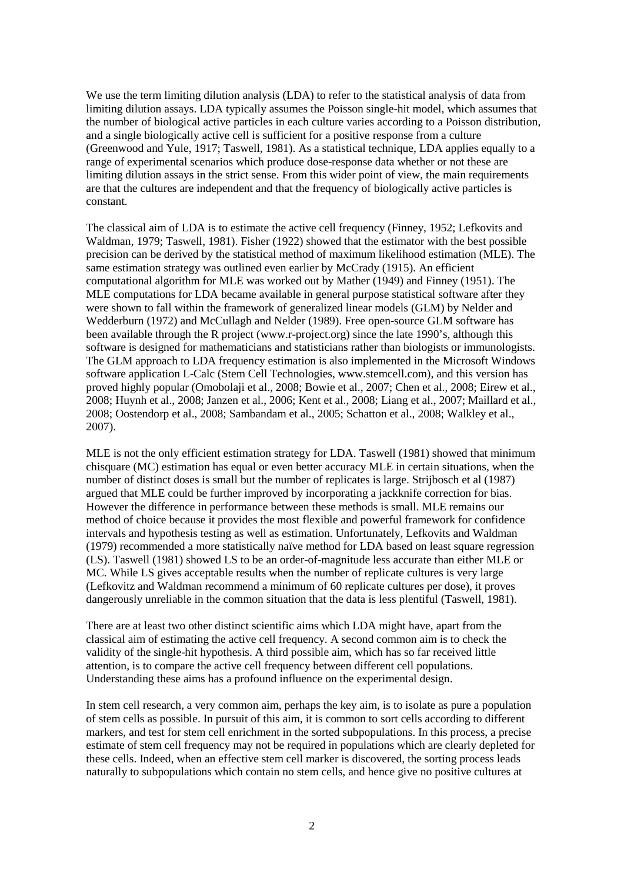We use the term limiting dilution analysis (LDA) to refer to the statistical analysis of data from limiting dilution assays. LDA typically assumes the Poisson single-hit model, which assumes that the number of biological active particles in each culture varies according to a Poisson distribution, and a single biologically active cell is sufficient for a positive response from a culture (Greenwood and Yule, 1917; Taswell, 1981). As a statistical technique, LDA applies equally to a range of experimental scenarios which produce dose-response data whether or not these are limiting dilution assays in the strict sense. From this wider point of view, the main requirements are that the cultures are independent and that the frequency of biologically active particles is constant.

The classical aim of LDA is to estimate the active cell frequency (Finney, 1952; Lefkovits and Waldman, 1979; Taswell, 1981). Fisher (1922) showed that the estimator with the best possible precision can be derived by the statistical method of maximum likelihood estimation (MLE). The same estimation strategy was outlined even earlier by McCrady (1915). An efficient computational algorithm for MLE was worked out by Mather (1949) and Finney (1951). The MLE computations for LDA became available in general purpose statistical software after they were shown to fall within the framework of generalized linear models (GLM) by Nelder and Wedderburn (1972) and McCullagh and Nelder (1989). Free open-source GLM software has been available through the R project (www.r-project.org) since the late 1990's, although this software is designed for mathematicians and statisticians rather than biologists or immunologists. The GLM approach to LDA frequency estimation is also implemented in the Microsoft Windows software application L-Calc (Stem Cell Technologies, www.stemcell.com), and this version has proved highly popular (Omobolaji et al., 2008; Bowie et al., 2007; Chen et al., 2008; Eirew et al., 2008; Huynh et al., 2008; Janzen et al., 2006; Kent et al., 2008; Liang et al., 2007; Maillard et al., 2008; Oostendorp et al., 2008; Sambandam et al., 2005; Schatton et al., 2008; Walkley et al., 2007).

MLE is not the only efficient estimation strategy for LDA. Taswell (1981) showed that minimum chisquare (MC) estimation has equal or even better accuracy MLE in certain situations, when the number of distinct doses is small but the number of replicates is large. Strijbosch et al (1987) argued that MLE could be further improved by incorporating a jackknife correction for bias. However the difference in performance between these methods is small. MLE remains our method of choice because it provides the most flexible and powerful framework for confidence intervals and hypothesis testing as well as estimation. Unfortunately, Lefkovits and Waldman (1979) recommended a more statistically naïve method for LDA based on least square regression (LS). Taswell (1981) showed LS to be an order-of-magnitude less accurate than either MLE or MC. While LS gives acceptable results when the number of replicate cultures is very large (Lefkovitz and Waldman recommend a minimum of 60 replicate cultures per dose), it proves dangerously unreliable in the common situation that the data is less plentiful (Taswell, 1981).

There are at least two other distinct scientific aims which LDA might have, apart from the classical aim of estimating the active cell frequency. A second common aim is to check the validity of the single-hit hypothesis. A third possible aim, which has so far received little attention, is to compare the active cell frequency between different cell populations. Understanding these aims has a profound influence on the experimental design.

In stem cell research, a very common aim, perhaps the key aim, is to isolate as pure a population of stem cells as possible. In pursuit of this aim, it is common to sort cells according to different markers, and test for stem cell enrichment in the sorted subpopulations. In this process, a precise estimate of stem cell frequency may not be required in populations which are clearly depleted for these cells. Indeed, when an effective stem cell marker is discovered, the sorting process leads naturally to subpopulations which contain no stem cells, and hence give no positive cultures at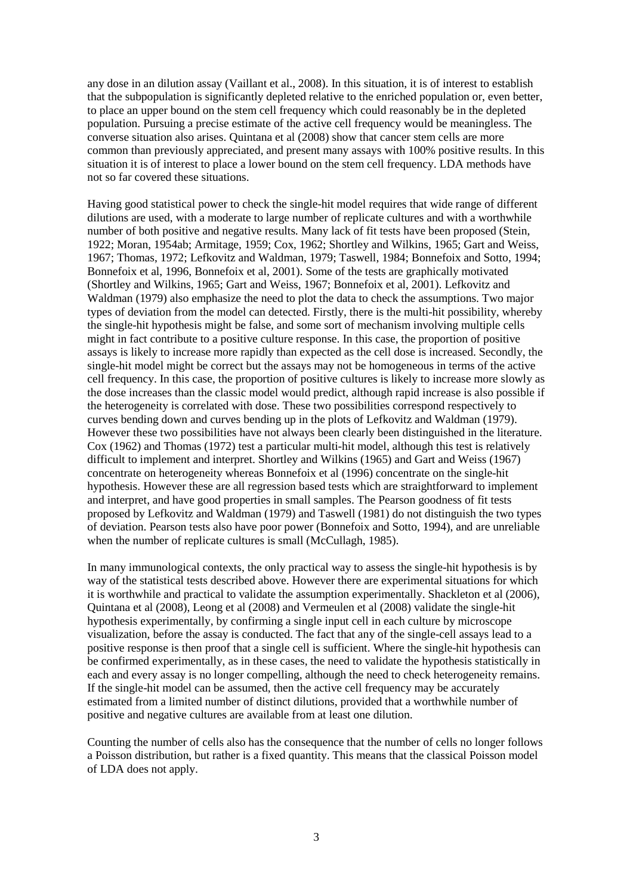any dose in an dilution assay (Vaillant et al., 2008). In this situation, it is of interest to establish that the subpopulation is significantly depleted relative to the enriched population or, even better, to place an upper bound on the stem cell frequency which could reasonably be in the depleted population. Pursuing a precise estimate of the active cell frequency would be meaningless. The converse situation also arises. Quintana et al (2008) show that cancer stem cells are more common than previously appreciated, and present many assays with 100% positive results. In this situation it is of interest to place a lower bound on the stem cell frequency. LDA methods have not so far covered these situations.

Having good statistical power to check the single-hit model requires that wide range of different dilutions are used, with a moderate to large number of replicate cultures and with a worthwhile number of both positive and negative results. Many lack of fit tests have been proposed (Stein, 1922; Moran, 1954ab; Armitage, 1959; Cox, 1962; Shortley and Wilkins, 1965; Gart and Weiss, 1967; Thomas, 1972; Lefkovitz and Waldman, 1979; Taswell, 1984; Bonnefoix and Sotto, 1994; Bonnefoix et al, 1996, Bonnefoix et al, 2001). Some of the tests are graphically motivated (Shortley and Wilkins, 1965; Gart and Weiss, 1967; Bonnefoix et al, 2001). Lefkovitz and Waldman (1979) also emphasize the need to plot the data to check the assumptions. Two major types of deviation from the model can detected. Firstly, there is the multi-hit possibility, whereby the single-hit hypothesis might be false, and some sort of mechanism involving multiple cells might in fact contribute to a positive culture response. In this case, the proportion of positive assays is likely to increase more rapidly than expected as the cell dose is increased. Secondly, the single-hit model might be correct but the assays may not be homogeneous in terms of the active cell frequency. In this case, the proportion of positive cultures is likely to increase more slowly as the dose increases than the classic model would predict, although rapid increase is also possible if the heterogeneity is correlated with dose. These two possibilities correspond respectively to curves bending down and curves bending up in the plots of Lefkovitz and Waldman (1979). However these two possibilities have not always been clearly been distinguished in the literature. Cox (1962) and Thomas (1972) test a particular multi-hit model, although this test is relatively difficult to implement and interpret. Shortley and Wilkins (1965) and Gart and Weiss (1967) concentrate on heterogeneity whereas Bonnefoix et al (1996) concentrate on the single-hit hypothesis. However these are all regression based tests which are straightforward to implement and interpret, and have good properties in small samples. The Pearson goodness of fit tests proposed by Lefkovitz and Waldman (1979) and Taswell (1981) do not distinguish the two types of deviation. Pearson tests also have poor power (Bonnefoix and Sotto, 1994), and are unreliable when the number of replicate cultures is small (McCullagh, 1985).

In many immunological contexts, the only practical way to assess the single-hit hypothesis is by way of the statistical tests described above. However there are experimental situations for which it is worthwhile and practical to validate the assumption experimentally. Shackleton et al (2006), Quintana et al (2008), Leong et al (2008) and Vermeulen et al (2008) validate the single-hit hypothesis experimentally, by confirming a single input cell in each culture by microscope visualization, before the assay is conducted. The fact that any of the single-cell assays lead to a positive response is then proof that a single cell is sufficient. Where the single-hit hypothesis can be confirmed experimentally, as in these cases, the need to validate the hypothesis statistically in each and every assay is no longer compelling, although the need to check heterogeneity remains. If the single-hit model can be assumed, then the active cell frequency may be accurately estimated from a limited number of distinct dilutions, provided that a worthwhile number of positive and negative cultures are available from at least one dilution.

Counting the number of cells also has the consequence that the number of cells no longer follows a Poisson distribution, but rather is a fixed quantity. This means that the classical Poisson model of LDA does not apply.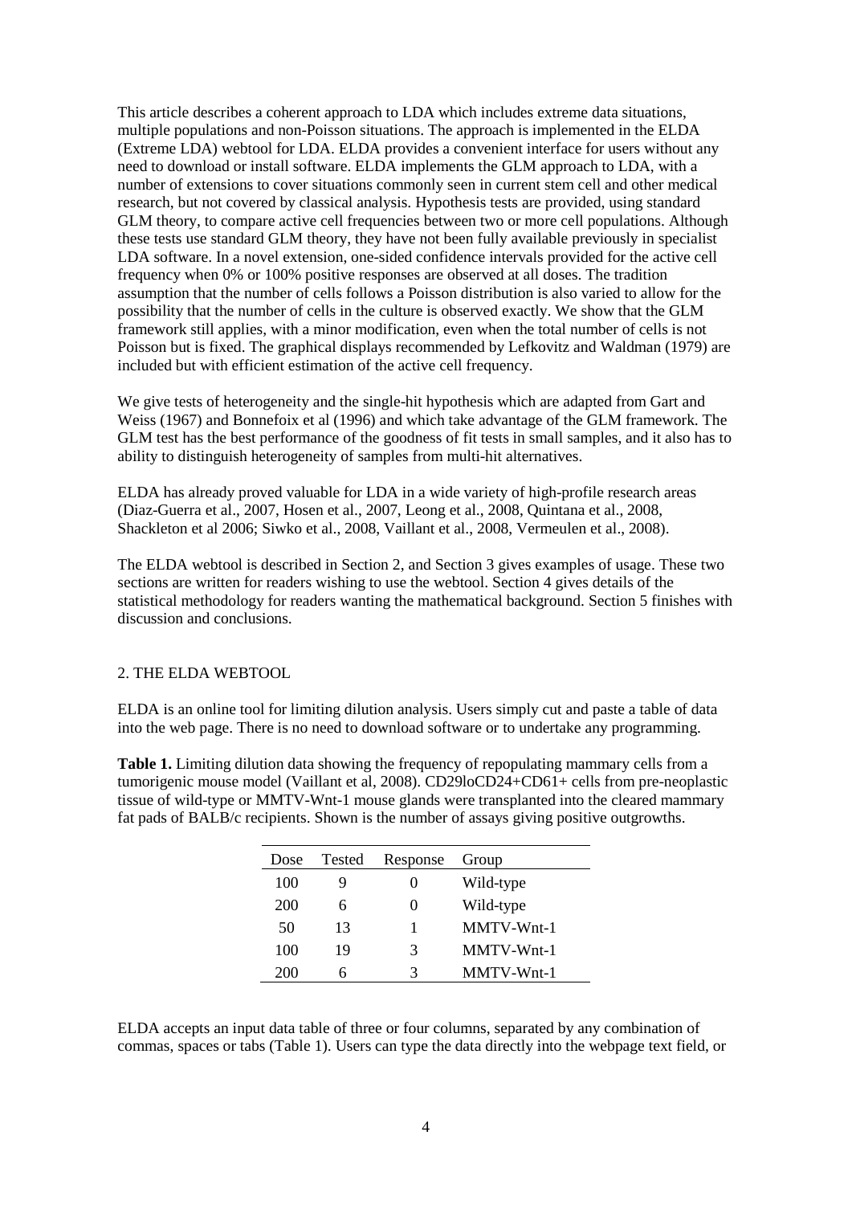This article describes a coherent approach to LDA which includes extreme data situations, multiple populations and non-Poisson situations. The approach is implemented in the ELDA (Extreme LDA) webtool for LDA. ELDA provides a convenient interface for users without any need to download or install software. ELDA implements the GLM approach to LDA, with a number of extensions to cover situations commonly seen in current stem cell and other medical research, but not covered by classical analysis. Hypothesis tests are provided, using standard GLM theory, to compare active cell frequencies between two or more cell populations. Although these tests use standard GLM theory, they have not been fully available previously in specialist LDA software. In a novel extension, one-sided confidence intervals provided for the active cell frequency when 0% or 100% positive responses are observed at all doses. The tradition assumption that the number of cells follows a Poisson distribution is also varied to allow for the possibility that the number of cells in the culture is observed exactly. We show that the GLM framework still applies, with a minor modification, even when the total number of cells is not Poisson but is fixed. The graphical displays recommended by Lefkovitz and Waldman (1979) are included but with efficient estimation of the active cell frequency.

We give tests of heterogeneity and the single-hit hypothesis which are adapted from Gart and Weiss (1967) and Bonnefoix et al (1996) and which take advantage of the GLM framework. The GLM test has the best performance of the goodness of fit tests in small samples, and it also has to ability to distinguish heterogeneity of samples from multi-hit alternatives.

ELDA has already proved valuable for LDA in a wide variety of high-profile research areas (Diaz-Guerra et al., 2007, Hosen et al., 2007, Leong et al., 2008, Quintana et al., 2008, Shackleton et al 2006; Siwko et al., 2008, Vaillant et al., 2008, Vermeulen et al., 2008).

The ELDA webtool is described in Section 2, and Section 3 gives examples of usage. These two sections are written for readers wishing to use the webtool. Section 4 gives details of the statistical methodology for readers wanting the mathematical background. Section 5 finishes with discussion and conclusions.

## 2. THE ELDA WEBTOOL

ELDA is an online tool for limiting dilution analysis. Users simply cut and paste a table of data into the web page. There is no need to download software or to undertake any programming.

**Table 1.** Limiting dilution data showing the frequency of repopulating mammary cells from a tumorigenic mouse model (Vaillant et al, 2008). CD29loCD24+CD61+ cells from pre-neoplastic tissue of wild-type or MMTV-Wnt-1 mouse glands were transplanted into the cleared mammary fat pads of BALB/c recipients. Shown is the number of assays giving positive outgrowths.

| Dose | Tested | Response | Group |
|---|---|---|---|
| 100 | 9 | 0 | Wild-type |
| 200 | 6 | 0 | Wild-type |
| 50 | 13 | 1 | MMTV-Wnt-1 |
| 100 | 19 | 3 | MMTV-Wnt-1 |
| 200 | 6 | 3 | MMTV-Wnt-1 |

ELDA accepts an input data table of three or four columns, separated by any combination of commas, spaces or tabs (Table 1). Users can type the data directly into the webpage text field, or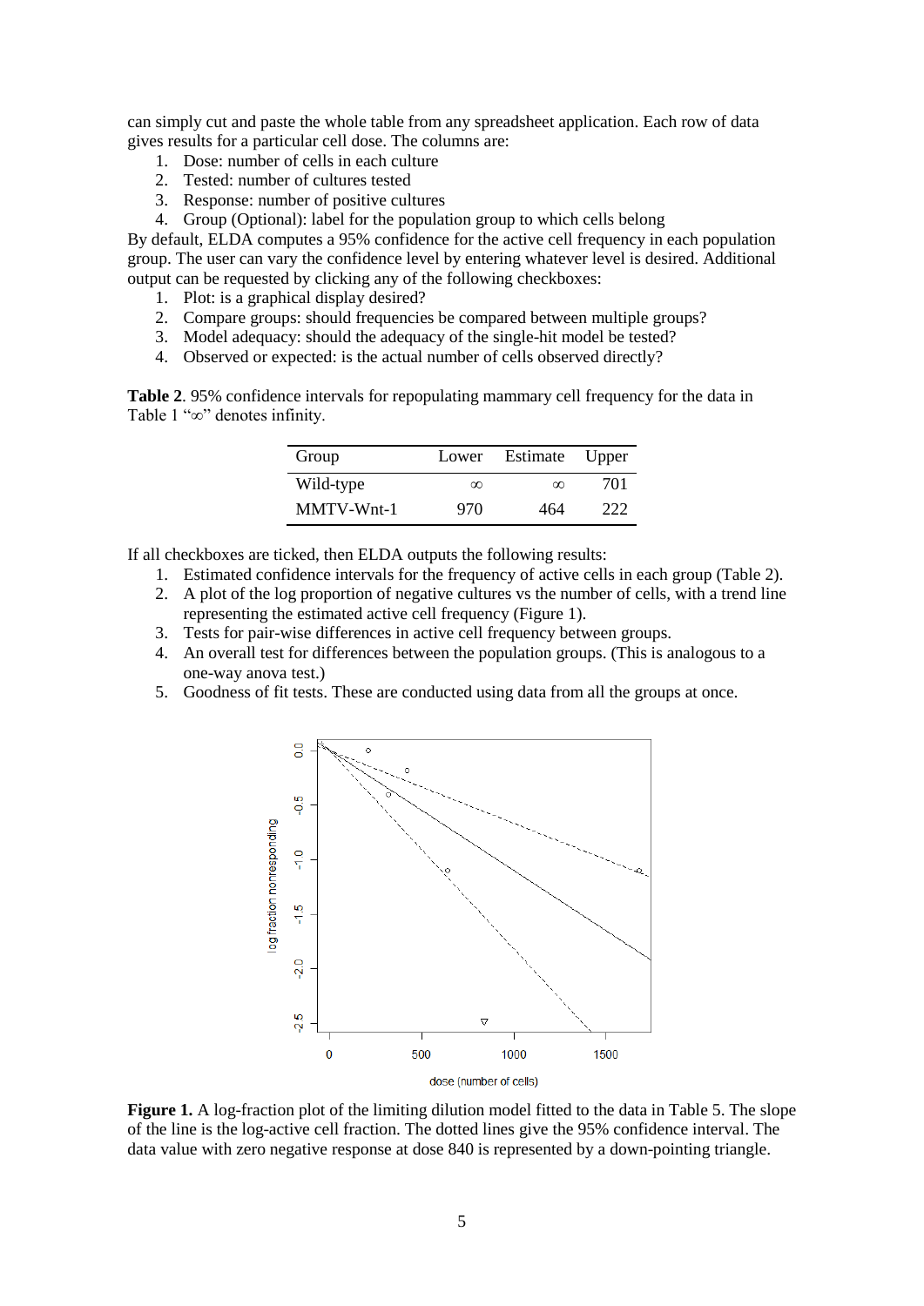can simply cut and paste the whole table from any spreadsheet application. Each row of data gives results for a particular cell dose. The columns are:

1. Dose: number of cells in each culture
2. Tested: number of cultures tested
3. Response: number of positive cultures
4. Group (Optional): label for the population group to which cells belong

By default, ELDA computes a 95% confidence for the active cell frequency in each population group. The user can vary the confidence level by entering whatever level is desired. Additional output can be requested by clicking any of the following checkboxes:

1. Plot: is a graphical display desired?
2. Compare groups: should frequencies be compared between multiple groups?
3. Model adequacy: should the adequacy of the single-hit model be tested?
4. Observed or expected: is the actual number of cells observed directly?

**Table 2**. 95% confidence intervals for repopulating mammary cell frequency for the data in Table 1 "∞" denotes infinity.

| Group | Lower | Estimate | Upper |
|---|---|---|---|
| Wild-type | ∞ | ∞ | 701 |
| MMTV-Wnt-1 | 970 | 464 | 222 |

If all checkboxes are ticked, then ELDA outputs the following results:

1. Estimated confidence intervals for the frequency of active cells in each group (Table 2).
2. A plot of the log proportion of negative cultures vs the number of cells, with a trend line representing the estimated active cell frequency (Figure 1).
3. Tests for pair-wise differences in active cell frequency between groups.
4. An overall test for differences between the population groups. (This is analogous to a one-way anova test.)
5. Goodness of fit tests. These are conducted using data from all the groups at once.

**Figure 1.** A log-fraction plot of the limiting dilution model fitted to the data in Table 5. The slope of the line is the log-active cell fraction. The dotted lines give the 95% confidence interval. The data value with zero negative response at dose 840 is represented by a down-pointing triangle.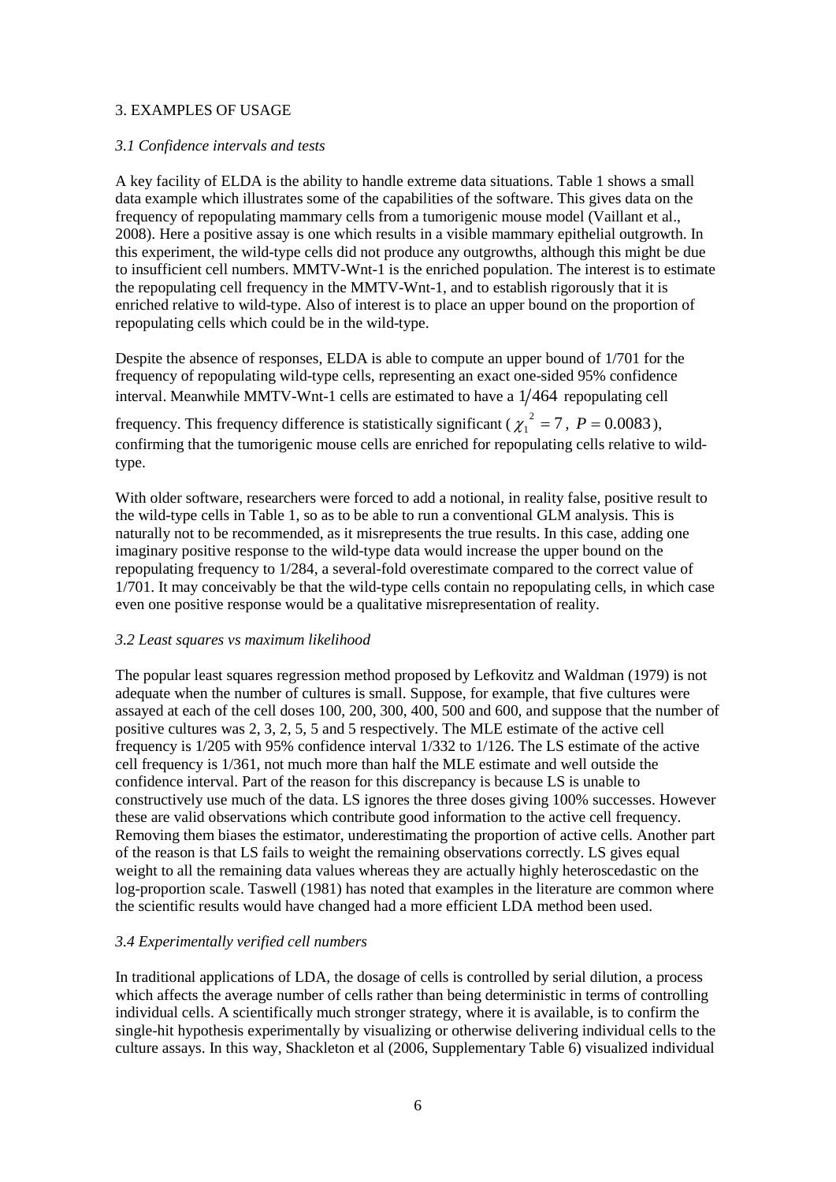## 3. EXAMPLES OF USAGE

### *3.1 Confidence intervals and tests*

A key facility of ELDA is the ability to handle extreme data situations. Table 1 shows a small data example which illustrates some of the capabilities of the software. This gives data on the frequency of repopulating mammary cells from a tumorigenic mouse model (Vaillant et al., 2008). Here a positive assay is one which results in a visible mammary epithelial outgrowth. In this experiment, the wild-type cells did not produce any outgrowths, although this might be due to insufficient cell numbers. MMTV-Wnt-1 is the enriched population. The interest is to estimate the repopulating cell frequency in the MMTV-Wnt-1, and to establish rigorously that it is enriched relative to wild-type. Also of interest is to place an upper bound on the proportion of repopulating cells which could be in the wild-type.

Despite the absence of responses, ELDA is able to compute an upper bound of 1/701 for the frequency of repopulating wild-type cells, representing an exact one-sided 95% confidence interval. Meanwhile MMTV-Wnt-1 cells are estimated to have a $1/464$ repopulating cell frequency. This frequency difference is statistically significant ( $\chi_1^2 = 7$ , $P = 0.0083$ ), confirming that the tumorigenic mouse cells are enriched for repopulating cells relative to wild-type.

With older software, researchers were forced to add a notional, in reality false, positive result to the wild-type cells in Table 1, so as to be able to run a conventional GLM analysis. This is naturally not to be recommended, as it misrepresents the true results. In this case, adding one imaginary positive response to the wild-type data would increase the upper bound on the repopulating frequency to 1/284, a several-fold overestimate compared to the correct value of 1/701. It may conceivably be that the wild-type cells contain no repopulating cells, in which case even one positive response would be a qualitative misrepresentation of reality.

### *3.2 Least squares vs maximum likelihood*

The popular least squares regression method proposed by Lefkovitz and Waldman (1979) is not adequate when the number of cultures is small. Suppose, for example, that five cultures were assayed at each of the cell doses 100, 200, 300, 400, 500 and 600, and suppose that the number of positive cultures was 2, 3, 2, 5, 5 and 5 respectively. The MLE estimate of the active cell frequency is 1/205 with 95% confidence interval 1/332 to 1/126. The LS estimate of the active cell frequency is 1/361, not much more than half the MLE estimate and well outside the confidence interval. Part of the reason for this discrepancy is because LS is unable to constructively use much of the data. LS ignores the three doses giving 100% successes. However these are valid observations which contribute good information to the active cell frequency. Removing them biases the estimator, underestimating the proportion of active cells. Another part of the reason is that LS fails to weight the remaining observations correctly. LS gives equal weight to all the remaining data values whereas they are actually highly heteroscedastic on the log-proportion scale. Taswell (1981) has noted that examples in the literature are common where the scientific results would have changed had a more efficient LDA method been used.

### *3.4 Experimentally verified cell numbers*

In traditional applications of LDA, the dosage of cells is controlled by serial dilution, a process which affects the average number of cells rather than being deterministic in terms of controlling individual cells. A scientifically much stronger strategy, where it is available, is to confirm the single-hit hypothesis experimentally by visualizing or otherwise delivering individual cells to the culture assays. In this way, Shackleton et al (2006, Supplementary Table 6) visualized individual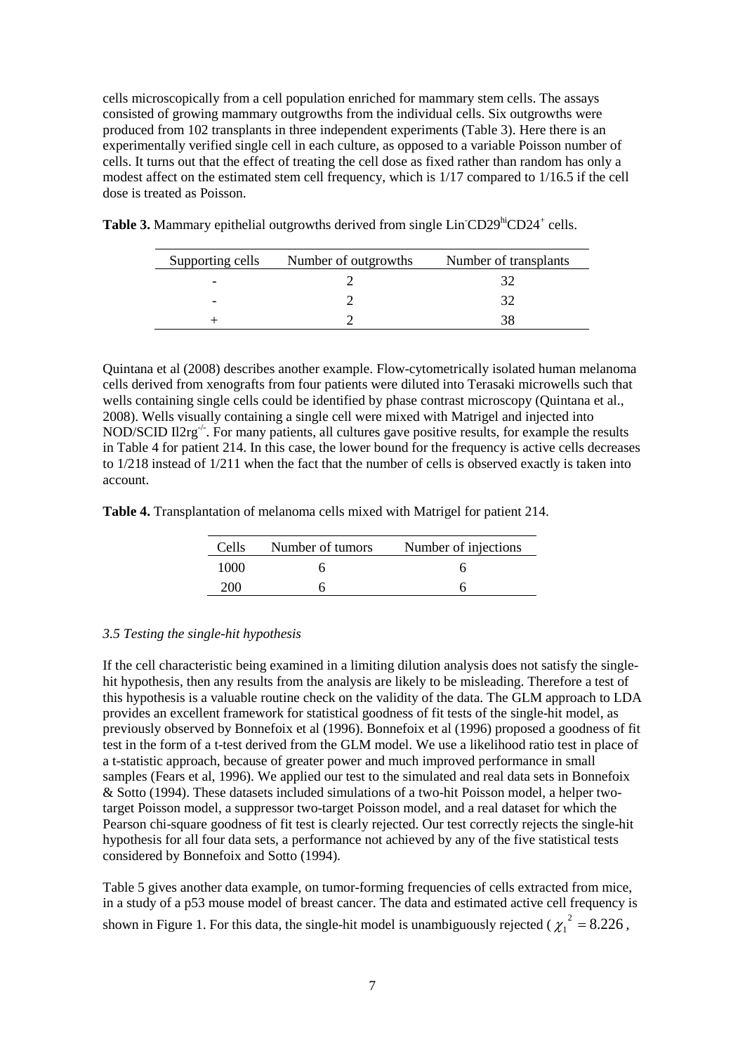cells microscopically from a cell population enriched for mammary stem cells. The assays consisted of growing mammary outgrowths from the individual cells. Six outgrowths were produced from 102 transplants in three independent experiments (Table 3). Here there is an experimentally verified single cell in each culture, as opposed to a variable Poisson number of cells. It turns out that the effect of treating the cell dose as fixed rather than random has only a modest affect on the estimated stem cell frequency, which is 1/17 compared to 1/16.5 if the cell dose is treated as Poisson.

**Table 3.** Mammary epithelial outgrowths derived from single Lin$^-$CD29$^{hi}$CD24$^+$ cells.

| Supporting cells | Number of outgrowths | Number of transplants |
|---|---|---|
| - | 2 | 32 |
| - | 2 | 32 |
| + | 2 | 38 |

Quintana et al (2008) describes another example. Flow-cytometrically isolated human melanoma cells derived from xenografts from four patients were diluted into Terasaki microwells such that wells containing single cells could be identified by phase contrast microscopy (Quintana et al., 2008). Wells visually containing a single cell were mixed with Matrigel and injected into NOD/SCID Il2rg$^{-/-}$. For many patients, all cultures gave positive results, for example the results in Table 4 for patient 214. In this case, the lower bound for the frequency is active cells decreases to 1/218 instead of 1/211 when the fact that the number of cells is observed exactly is taken into account.

**Table 4.** Transplantation of melanoma cells mixed with Matrigel for patient 214.

| Cells | Number of tumors | Number of injections |
|---|---|---|
| 1000 | 6 | 6 |
| 200 | 6 | 6 |

### *3.5 Testing the single-hit hypothesis*

If the cell characteristic being examined in a limiting dilution analysis does not satisfy the single-hit hypothesis, then any results from the analysis are likely to be misleading. Therefore a test of this hypothesis is a valuable routine check on the validity of the data. The GLM approach to LDA provides an excellent framework for statistical goodness of fit tests of the single-hit model, as previously observed by Bonnefoix et al (1996). Bonnefoix et al (1996) proposed a goodness of fit test in the form of a t-test derived from the GLM model. We use a likelihood ratio test in place of a t-statistic approach, because of greater power and much improved performance in small samples (Fears et al, 1996). We applied our test to the simulated and real data sets in Bonnefoix & Sotto (1994). These datasets included simulations of a two-hit Poisson model, a helper two-target Poisson model, a suppressor two-target Poisson model, and a real dataset for which the Pearson chi-square goodness of fit test is clearly rejected. Our test correctly rejects the single-hit hypothesis for all four data sets, a performance not achieved by any of the five statistical tests considered by Bonnefoix and Sotto (1994).

Table 5 gives another data example, on tumor-forming frequencies of cells extracted from mice, in a study of a p53 mouse model of breast cancer. The data and estimated active cell frequency is shown in Figure 1. For this data, the single-hit model is unambiguously rejected ($\chi_1^2 = 8.226$,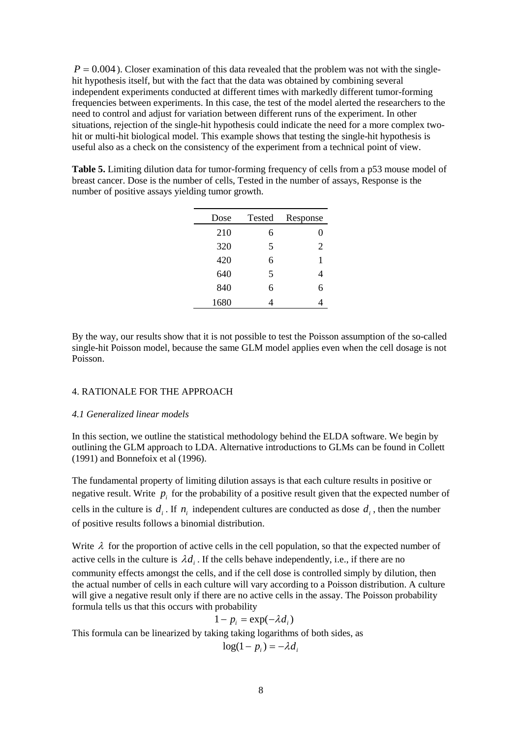$P = 0.004$). Closer examination of this data revealed that the problem was not with the single-hit hypothesis itself, but with the fact that the data was obtained by combining several independent experiments conducted at different times with markedly different tumor-forming frequencies between experiments. In this case, the test of the model alerted the researchers to the need to control and adjust for variation between different runs of the experiment. In other situations, rejection of the single-hit hypothesis could indicate the need for a more complex two-hit or multi-hit biological model. This example shows that testing the single-hit hypothesis is useful also as a check on the consistency of the experiment from a technical point of view.

**Table 5.** Limiting dilution data for tumor-forming frequency of cells from a p53 mouse model of breast cancer. Dose is the number of cells, Tested in the number of assays, Response is the number of positive assays yielding tumor growth.

| Dose | Tested | Response |
|---:|---:|---:|
| 210 | 6 | 0 |
| 320 | 5 | 2 |
| 420 | 6 | 1 |
| 640 | 5 | 4 |
| 840 | 6 | 6 |
| 1680 | 4 | 4 |

By the way, our results show that it is not possible to test the Poisson assumption of the so-called single-hit Poisson model, because the same GLM model applies even when the cell dosage is not Poisson.

## 4. RATIONALE FOR THE APPROACH

### *4.1 Generalized linear models*

In this section, we outline the statistical methodology behind the ELDA software. We begin by outlining the GLM approach to LDA. Alternative introductions to GLMs can be found in Collett (1991) and Bonnefoix et al (1996).

The fundamental property of limiting dilution assays is that each culture results in positive or negative result. Write $p_i$ for the probability of a positive result given that the expected number of cells in the culture is $d_i$. If $n_i$ independent cultures are conducted as dose $d_i$, then the number of positive results follows a binomial distribution.

Write $\lambda$ for the proportion of active cells in the cell population, so that the expected number of active cells in the culture is $\lambda d_i$. If the cells behave independently, i.e., if there are no community effects amongst the cells, and if the cell dose is controlled simply by dilution, then the actual number of cells in each culture will vary according to a Poisson distribution. A culture will give a negative result only if there are no active cells in the assay. The Poisson probability formula tells us that this occurs with probability

$$1 - p_i = \exp(-\lambda d_i)$$

This formula can be linearized by taking taking logarithms of both sides, as

$$\log(1 - p_i) = -\lambda d_i$$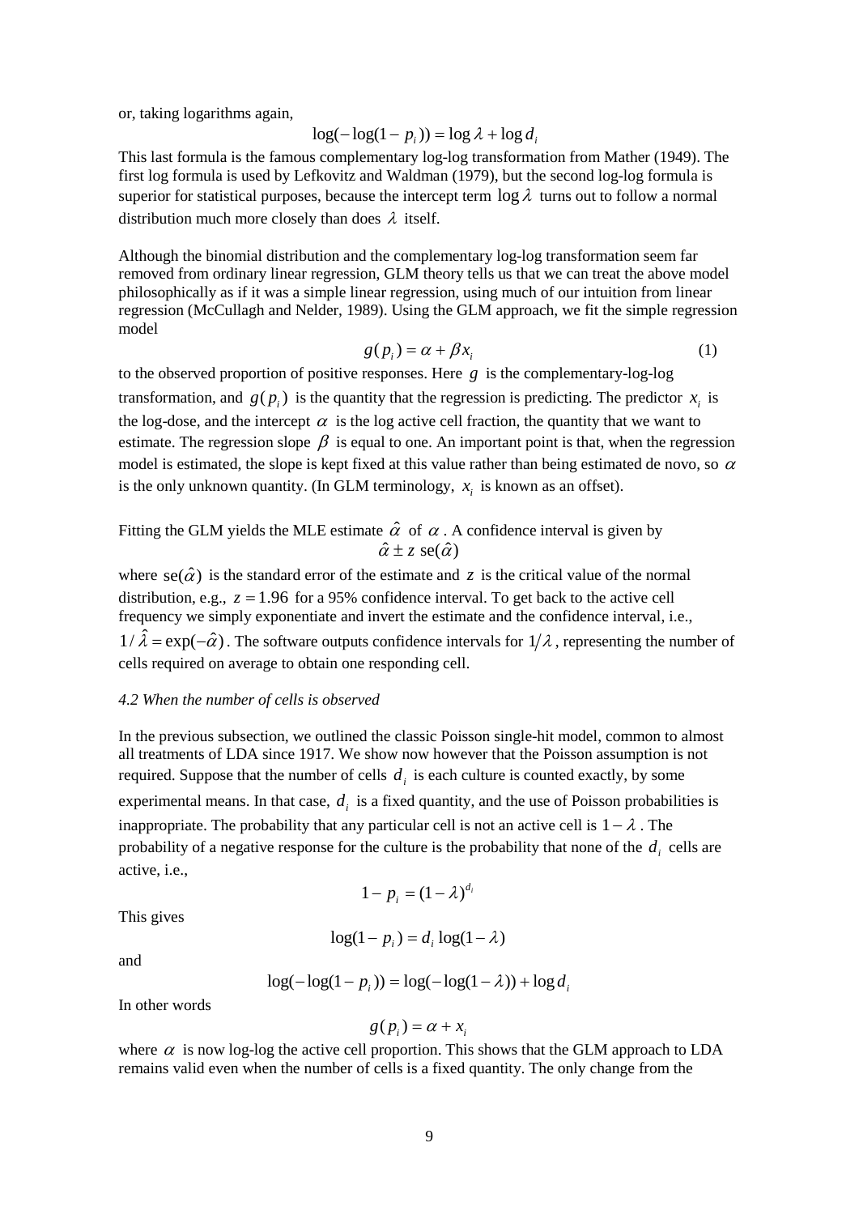or, taking logarithms again,

$$\log(-\log(1-p_i)) = \log\lambda + \log d_i$$

This last formula is the famous complementary log-log transformation from Mather (1949). The first log formula is used by Lefkovitz and Waldman (1979), but the second log-log formula is superior for statistical purposes, because the intercept term $\log\lambda$ turns out to follow a normal distribution much more closely than does $\lambda$ itself.

Although the binomial distribution and the complementary log-log transformation seem far removed from ordinary linear regression, GLM theory tells us that we can treat the above model philosophically as if it was a simple linear regression, using much of our intuition from linear regression (McCullagh and Nelder, 1989). Using the GLM approach, we fit the simple regression model

$$g(p_i) = \alpha + \beta x_i \tag{1}$$

to the observed proportion of positive responses. Here $g$ is the complementary-log-log transformation, and $g(p_i)$ is the quantity that the regression is predicting. The predictor $x_i$ is the log-dose, and the intercept $\alpha$ is the log active cell fraction, the quantity that we want to estimate. The regression slope $\beta$ is equal to one. An important point is that, when the regression model is estimated, the slope is kept fixed at this value rather than being estimated de novo, so $\alpha$ is the only unknown quantity. (In GLM terminology, $x_i$ is known as an offset).

Fitting the GLM yields the MLE estimate $\hat{\alpha}$ of $\alpha$. A confidence interval is given by

$$\hat{\alpha} \pm z\ \mathrm{se}(\hat{\alpha})$$

where $\mathrm{se}(\hat{\alpha})$ is the standard error of the estimate and $z$ is the critical value of the normal distribution, e.g., $z = 1.96$ for a 95% confidence interval. To get back to the active cell frequency we simply exponentiate and invert the estimate and the confidence interval, i.e., $1/\hat{\lambda} = \exp(-\hat{\alpha})$. The software outputs confidence intervals for $1/\lambda$, representing the number of cells required on average to obtain one responding cell.

### *4.2 When the number of cells is observed*

In the previous subsection, we outlined the classic Poisson single-hit model, common to almost all treatments of LDA since 1917. We show now however that the Poisson assumption is not required. Suppose that the number of cells $d_i$ is each culture is counted exactly, by some experimental means. In that case, $d_i$ is a fixed quantity, and the use of Poisson probabilities is inappropriate. The probability that any particular cell is not an active cell is $1-\lambda$. The probability of a negative response for the culture is the probability that none of the $d_i$ cells are active, i.e.,

$$1 - p_i = (1-\lambda)^{d_i}$$

This gives

$$\log(1-p_i) = d_i \log(1-\lambda)$$

and

$$\log(-\log(1-p_i)) = \log(-\log(1-\lambda)) + \log d_i$$

In other words

$$g(p_i) = \alpha + x_i$$

where $\alpha$ is now log-log the active cell proportion. This shows that the GLM approach to LDA remains valid even when the number of cells is a fixed quantity. The only change from the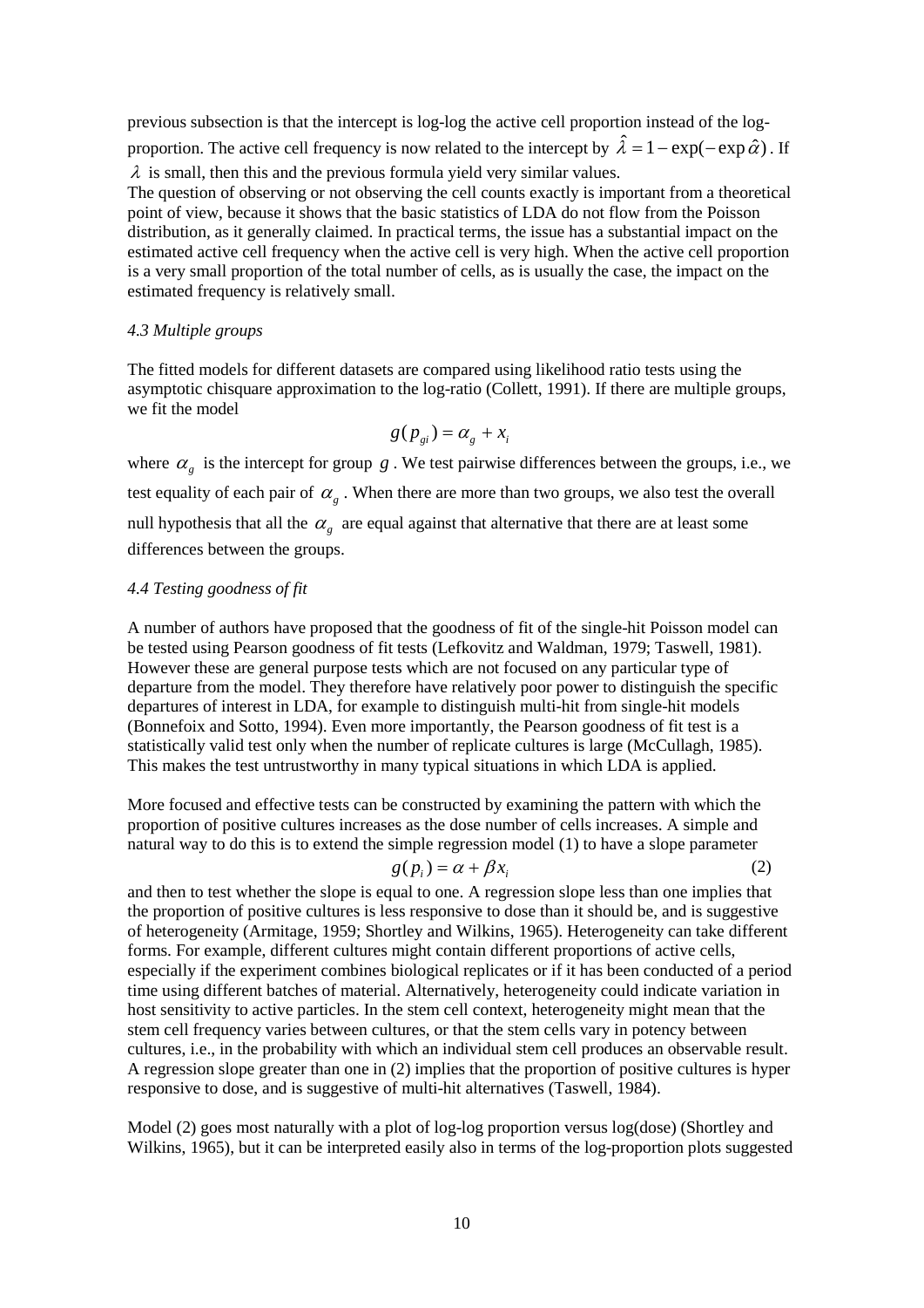previous subsection is that the intercept is log-log the active cell proportion instead of the log-proportion. The active cell frequency is now related to the intercept by $\hat{\lambda} = 1 - \exp(-\exp \hat{\alpha})$. If $\lambda$ is small, then this and the previous formula yield very similar values.
The question of observing or not observing the cell counts exactly is important from a theoretical point of view, because it shows that the basic statistics of LDA do not flow from the Poisson distribution, as it generally claimed. In practical terms, the issue has a substantial impact on the estimated active cell frequency when the active cell is very high. When the active cell proportion is a very small proportion of the total number of cells, as is usually the case, the impact on the estimated frequency is relatively small.

*4.3 Multiple groups*

The fitted models for different datasets are compared using likelihood ratio tests using the asymptotic chisquare approximation to the log-ratio (Collett, 1991). If there are multiple groups, we fit the model

$$g(p_{gi}) = \alpha_g + x_i$$

where $\alpha_g$ is the intercept for group $g$. We test pairwise differences between the groups, i.e., we test equality of each pair of $\alpha_g$. When there are more than two groups, we also test the overall null hypothesis that all the $\alpha_g$ are equal against that alternative that there are at least some differences between the groups.

*4.4 Testing goodness of fit*

A number of authors have proposed that the goodness of fit of the single-hit Poisson model can be tested using Pearson goodness of fit tests (Lefkovitz and Waldman, 1979; Taswell, 1981). However these are general purpose tests which are not focused on any particular type of departure from the model. They therefore have relatively poor power to distinguish the specific departures of interest in LDA, for example to distinguish multi-hit from single-hit models (Bonnefoix and Sotto, 1994). Even more importantly, the Pearson goodness of fit test is a statistically valid test only when the number of replicate cultures is large (McCullagh, 1985). This makes the test untrustworthy in many typical situations in which LDA is applied.

More focused and effective tests can be constructed by examining the pattern with which the proportion of positive cultures increases as the dose number of cells increases. A simple and natural way to do this is to extend the simple regression model (1) to have a slope parameter

$$g(p_i) = \alpha + \beta x_i \tag{2}$$

and then to test whether the slope is equal to one. A regression slope less than one implies that the proportion of positive cultures is less responsive to dose than it should be, and is suggestive of heterogeneity (Armitage, 1959; Shortley and Wilkins, 1965). Heterogeneity can take different forms. For example, different cultures might contain different proportions of active cells, especially if the experiment combines biological replicates or if it has been conducted of a period time using different batches of material. Alternatively, heterogeneity could indicate variation in host sensitivity to active particles. In the stem cell context, heterogeneity might mean that the stem cell frequency varies between cultures, or that the stem cells vary in potency between cultures, i.e., in the probability with which an individual stem cell produces an observable result. A regression slope greater than one in (2) implies that the proportion of positive cultures is hyper responsive to dose, and is suggestive of multi-hit alternatives (Taswell, 1984).

Model (2) goes most naturally with a plot of log-log proportion versus log(dose) (Shortley and Wilkins, 1965), but it can be interpreted easily also in terms of the log-proportion plots suggested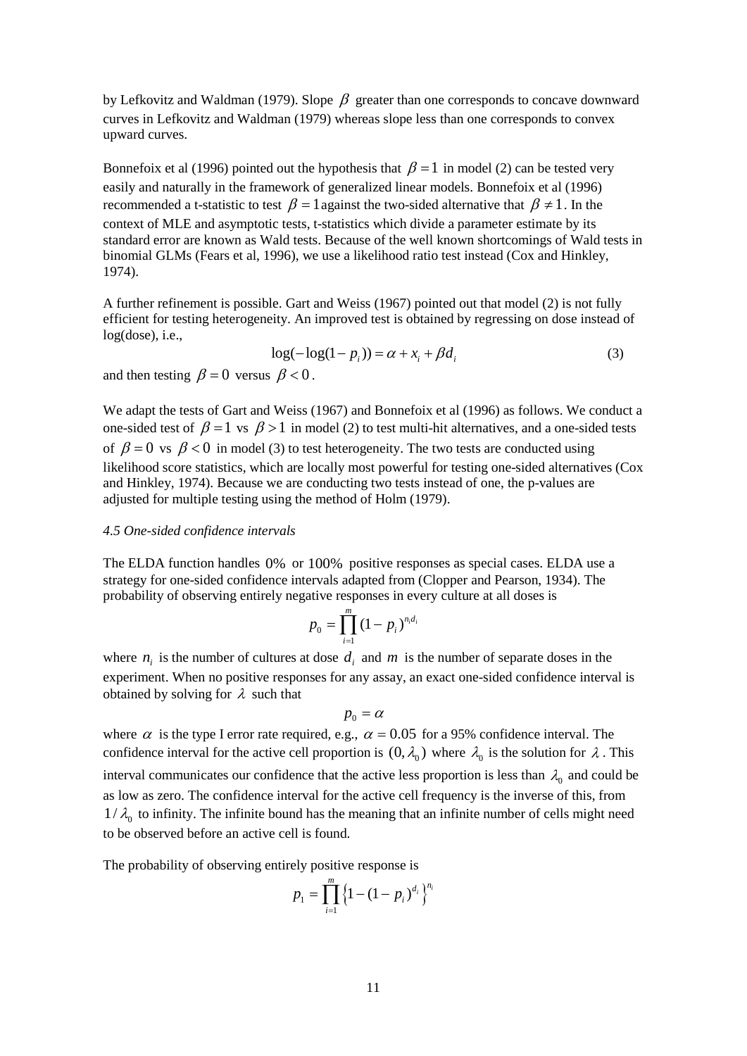by Lefkovitz and Waldman (1979). Slope $\beta$ greater than one corresponds to concave downward curves in Lefkovitz and Waldman (1979) whereas slope less than one corresponds to convex upward curves.

Bonnefoix et al (1996) pointed out the hypothesis that $\beta = 1$ in model (2) can be tested very easily and naturally in the framework of generalized linear models. Bonnefoix et al (1996) recommended a t-statistic to test $\beta = 1$ against the two-sided alternative that $\beta \neq 1$. In the context of MLE and asymptotic tests, t-statistics which divide a parameter estimate by its standard error are known as Wald tests. Because of the well known shortcomings of Wald tests in binomial GLMs (Fears et al, 1996), we use a likelihood ratio test instead (Cox and Hinkley, 1974).

A further refinement is possible. Gart and Weiss (1967) pointed out that model (2) is not fully efficient for testing heterogeneity. An improved test is obtained by regressing on dose instead of log(dose), i.e.,

$$\log(-\log(1 - p_i)) = \alpha + x_i + \beta d_i \tag{3}$$

and then testing $\beta = 0$ versus $\beta < 0$.

We adapt the tests of Gart and Weiss (1967) and Bonnefoix et al (1996) as follows. We conduct a one-sided test of $\beta = 1$ vs $\beta > 1$ in model (2) to test multi-hit alternatives, and a one-sided tests of $\beta = 0$ vs $\beta < 0$ in model (3) to test heterogeneity. The two tests are conducted using likelihood score statistics, which are locally most powerful for testing one-sided alternatives (Cox and Hinkley, 1974). Because we are conducting two tests instead of one, the p-values are adjusted for multiple testing using the method of Holm (1979).

*4.5 One-sided confidence intervals*

The ELDA function handles $0\%$ or $100\%$ positive responses as special cases. ELDA use a strategy for one-sided confidence intervals adapted from (Clopper and Pearson, 1934). The probability of observing entirely negative responses in every culture at all doses is

$$p_0 = \prod_{i=1}^{m} (1 - p_i)^{n_i d_i}$$

where $n_i$ is the number of cultures at dose $d_i$ and $m$ is the number of separate doses in the experiment. When no positive responses for any assay, an exact one-sided confidence interval is obtained by solving for $\lambda$ such that

$$p_0 = \alpha$$

where $\alpha$ is the type I error rate required, e.g., $\alpha = 0.05$ for a 95% confidence interval. The confidence interval for the active cell proportion is $(0, \lambda_0)$ where $\lambda_0$ is the solution for $\lambda$. This interval communicates our confidence that the active less proportion is less than $\lambda_0$ and could be as low as zero. The confidence interval for the active cell frequency is the inverse of this, from $1/\lambda_0$ to infinity. The infinite bound has the meaning that an infinite number of cells might need to be observed before an active cell is found.

The probability of observing entirely positive response is

$$p_1 = \prod_{i=1}^{m} \left\{1 - (1 - p_i)^{d_i}\right\}^{n_i}$$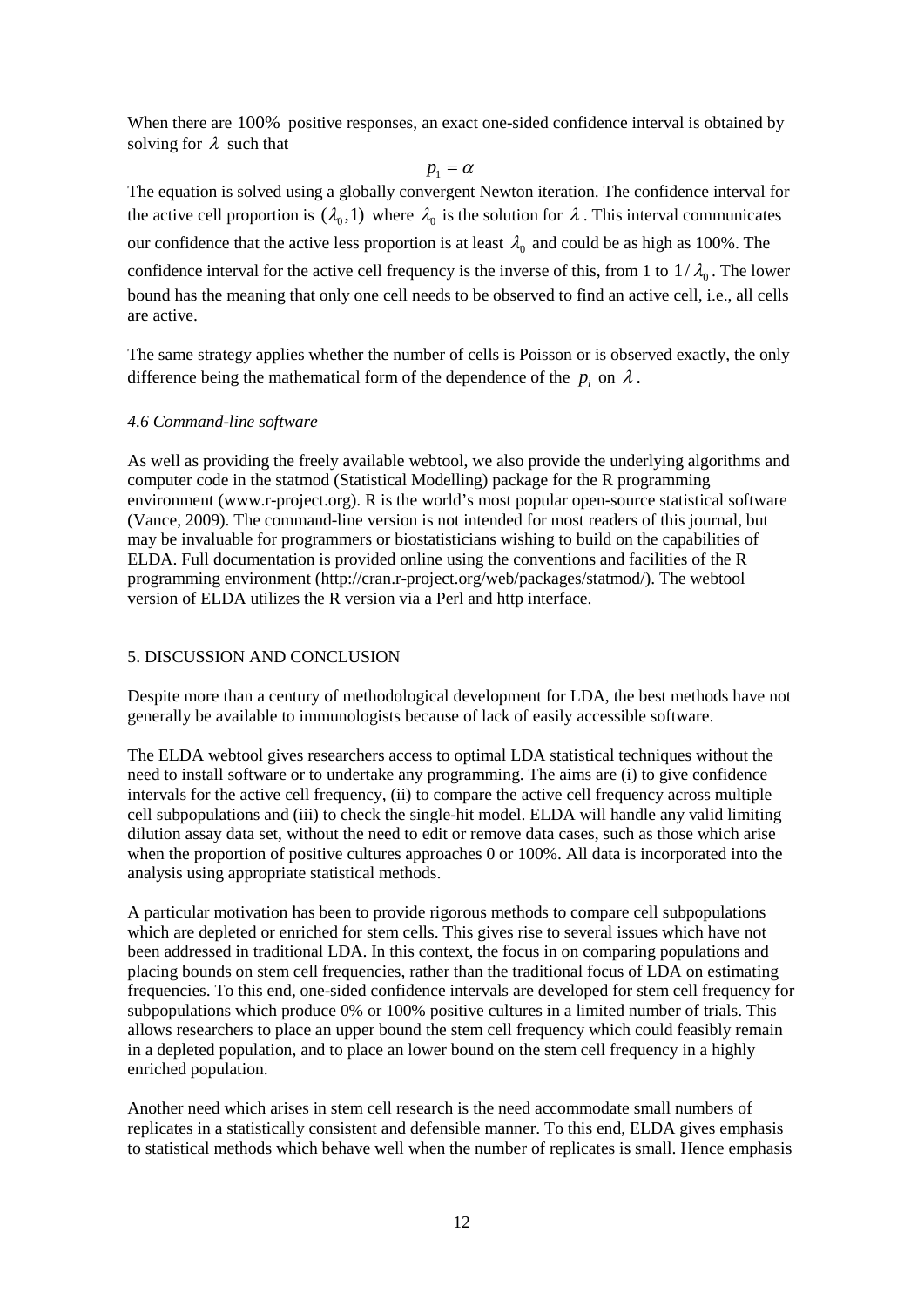When there are 100% positive responses, an exact one-sided confidence interval is obtained by solving for $\lambda$ such that

$$p_1 = \alpha$$

The equation is solved using a globally convergent Newton iteration. The confidence interval for the active cell proportion is $(\lambda_0, 1)$ where $\lambda_0$ is the solution for $\lambda$. This interval communicates our confidence that the active less proportion is at least $\lambda_0$ and could be as high as 100%. The confidence interval for the active cell frequency is the inverse of this, from 1 to $1/\lambda_0$. The lower bound has the meaning that only one cell needs to be observed to find an active cell, i.e., all cells are active.

The same strategy applies whether the number of cells is Poisson or is observed exactly, the only difference being the mathematical form of the dependence of the $p_i$ on $\lambda$.

### *4.6 Command-line software*

As well as providing the freely available webtool, we also provide the underlying algorithms and computer code in the statmod (Statistical Modelling) package for the R programming environment (www.r-project.org). R is the world's most popular open-source statistical software (Vance, 2009). The command-line version is not intended for most readers of this journal, but may be invaluable for programmers or biostatisticians wishing to build on the capabilities of ELDA. Full documentation is provided online using the conventions and facilities of the R programming environment (http://cran.r-project.org/web/packages/statmod/). The webtool version of ELDA utilizes the R version via a Perl and http interface.

## 5. DISCUSSION AND CONCLUSION

Despite more than a century of methodological development for LDA, the best methods have not generally be available to immunologists because of lack of easily accessible software.

The ELDA webtool gives researchers access to optimal LDA statistical techniques without the need to install software or to undertake any programming. The aims are (i) to give confidence intervals for the active cell frequency, (ii) to compare the active cell frequency across multiple cell subpopulations and (iii) to check the single-hit model. ELDA will handle any valid limiting dilution assay data set, without the need to edit or remove data cases, such as those which arise when the proportion of positive cultures approaches 0 or 100%. All data is incorporated into the analysis using appropriate statistical methods.

A particular motivation has been to provide rigorous methods to compare cell subpopulations which are depleted or enriched for stem cells. This gives rise to several issues which have not been addressed in traditional LDA. In this context, the focus in on comparing populations and placing bounds on stem cell frequencies, rather than the traditional focus of LDA on estimating frequencies. To this end, one-sided confidence intervals are developed for stem cell frequency for subpopulations which produce 0% or 100% positive cultures in a limited number of trials. This allows researchers to place an upper bound the stem cell frequency which could feasibly remain in a depleted population, and to place an lower bound on the stem cell frequency in a highly enriched population.

Another need which arises in stem cell research is the need accommodate small numbers of replicates in a statistically consistent and defensible manner. To this end, ELDA gives emphasis to statistical methods which behave well when the number of replicates is small. Hence emphasis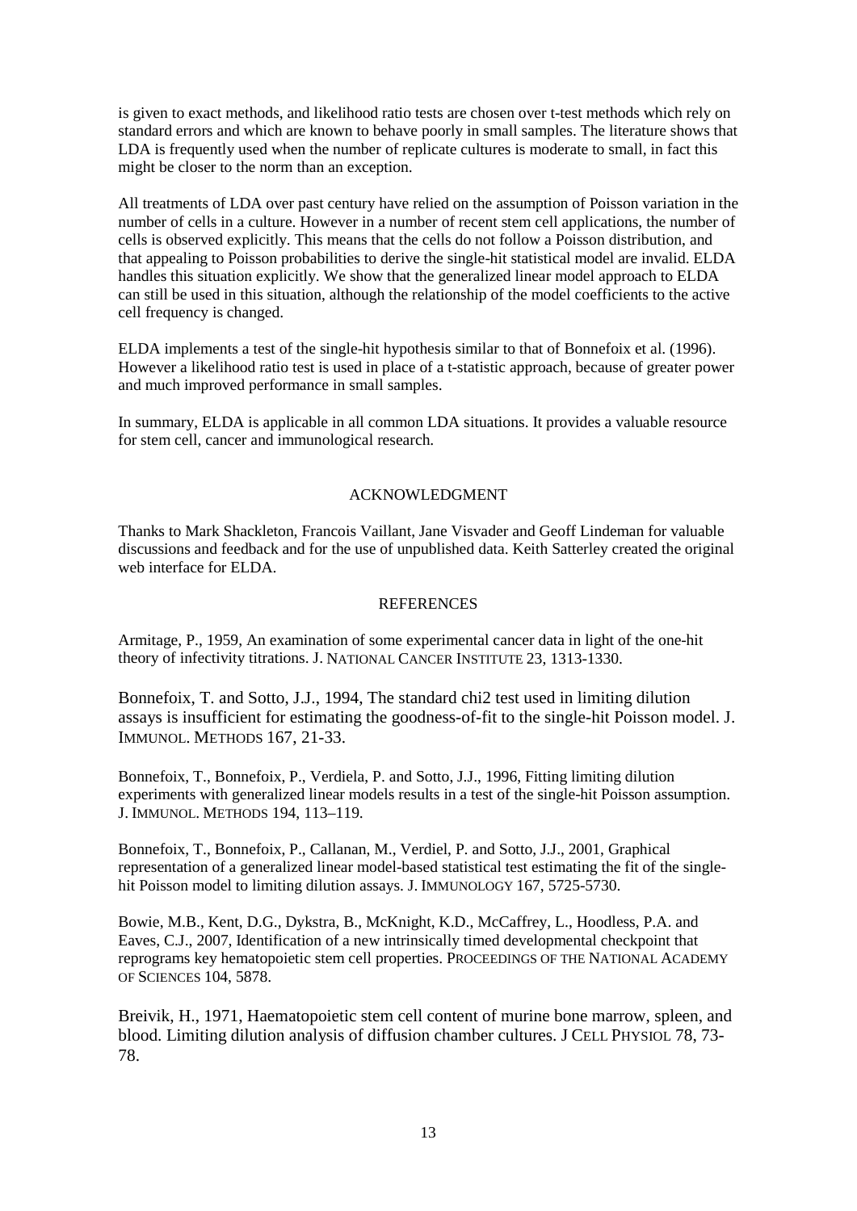is given to exact methods, and likelihood ratio tests are chosen over t-test methods which rely on standard errors and which are known to behave poorly in small samples. The literature shows that LDA is frequently used when the number of replicate cultures is moderate to small, in fact this might be closer to the norm than an exception.

All treatments of LDA over past century have relied on the assumption of Poisson variation in the number of cells in a culture. However in a number of recent stem cell applications, the number of cells is observed explicitly. This means that the cells do not follow a Poisson distribution, and that appealing to Poisson probabilities to derive the single-hit statistical model are invalid. ELDA handles this situation explicitly. We show that the generalized linear model approach to ELDA can still be used in this situation, although the relationship of the model coefficients to the active cell frequency is changed.

ELDA implements a test of the single-hit hypothesis similar to that of Bonnefoix et al. (1996). However a likelihood ratio test is used in place of a t-statistic approach, because of greater power and much improved performance in small samples.

In summary, ELDA is applicable in all common LDA situations. It provides a valuable resource for stem cell, cancer and immunological research.

## ACKNOWLEDGMENT

Thanks to Mark Shackleton, Francois Vaillant, Jane Visvader and Geoff Lindeman for valuable discussions and feedback and for the use of unpublished data. Keith Satterley created the original web interface for ELDA.

## REFERENCES

Armitage, P., 1959, An examination of some experimental cancer data in light of the one-hit theory of infectivity titrations. J. NATIONAL CANCER INSTITUTE 23, 1313-1330.

Bonnefoix, T. and Sotto, J.J., 1994, The standard chi2 test used in limiting dilution assays is insufficient for estimating the goodness-of-fit to the single-hit Poisson model. J. IMMUNOL. METHODS 167, 21-33.

Bonnefoix, T., Bonnefoix, P., Verdiela, P. and Sotto, J.J., 1996, Fitting limiting dilution experiments with generalized linear models results in a test of the single-hit Poisson assumption. J. IMMUNOL. METHODS 194, 113–119.

Bonnefoix, T., Bonnefoix, P., Callanan, M., Verdiel, P. and Sotto, J.J., 2001, Graphical representation of a generalized linear model-based statistical test estimating the fit of the single-hit Poisson model to limiting dilution assays. J. IMMUNOLOGY 167, 5725-5730.

Bowie, M.B., Kent, D.G., Dykstra, B., McKnight, K.D., McCaffrey, L., Hoodless, P.A. and Eaves, C.J., 2007, Identification of a new intrinsically timed developmental checkpoint that reprograms key hematopoietic stem cell properties. PROCEEDINGS OF THE NATIONAL ACADEMY OF SCIENCES 104, 5878.

Breivik, H., 1971, Haematopoietic stem cell content of murine bone marrow, spleen, and blood. Limiting dilution analysis of diffusion chamber cultures. J CELL PHYSIOL 78, 73-78.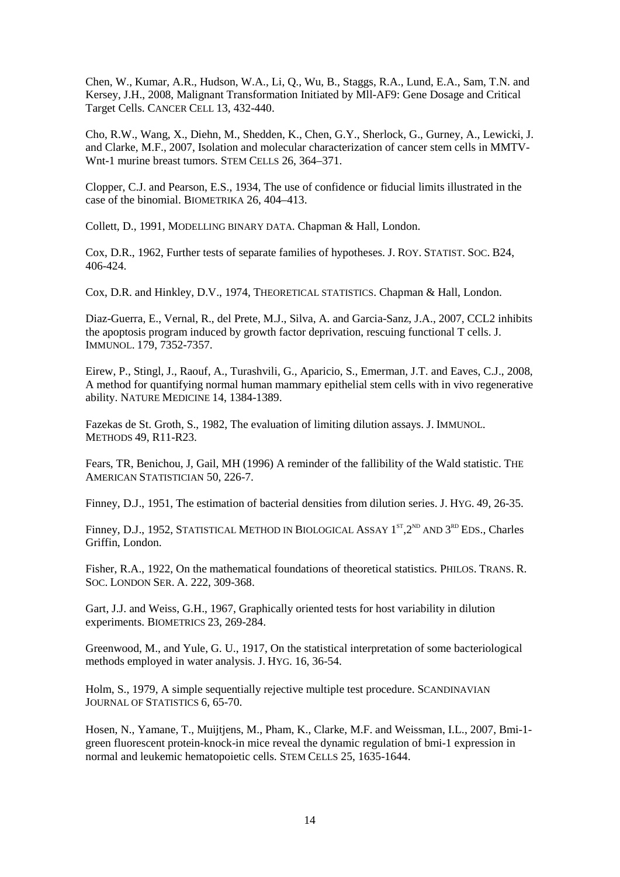Chen, W., Kumar, A.R., Hudson, W.A., Li, Q., Wu, B., Staggs, R.A., Lund, E.A., Sam, T.N. and Kersey, J.H., 2008, Malignant Transformation Initiated by Mll-AF9: Gene Dosage and Critical Target Cells. CANCER CELL 13, 432-440.

Cho, R.W., Wang, X., Diehn, M., Shedden, K., Chen, G.Y., Sherlock, G., Gurney, A., Lewicki, J. and Clarke, M.F., 2007, Isolation and molecular characterization of cancer stem cells in MMTV-Wnt-1 murine breast tumors. STEM CELLS 26, 364–371.

Clopper, C.J. and Pearson, E.S., 1934, The use of confidence or fiducial limits illustrated in the case of the binomial. BIOMETRIKA 26, 404–413.

Collett, D., 1991, MODELLING BINARY DATA. Chapman & Hall, London.

Cox, D.R., 1962, Further tests of separate families of hypotheses. J. ROY. STATIST. SOC. B24, 406-424.

Cox, D.R. and Hinkley, D.V., 1974, THEORETICAL STATISTICS. Chapman & Hall, London.

Diaz-Guerra, E., Vernal, R., del Prete, M.J., Silva, A. and Garcia-Sanz, J.A., 2007, CCL2 inhibits the apoptosis program induced by growth factor deprivation, rescuing functional T cells. J. IMMUNOL. 179, 7352-7357.

Eirew, P., Stingl, J., Raouf, A., Turashvili, G., Aparicio, S., Emerman, J.T. and Eaves, C.J., 2008, A method for quantifying normal human mammary epithelial stem cells with in vivo regenerative ability. NATURE MEDICINE 14, 1384-1389.

Fazekas de St. Groth, S., 1982, The evaluation of limiting dilution assays. J. IMMUNOL. METHODS 49, R11-R23.

Fears, TR, Benichou, J, Gail, MH (1996) A reminder of the fallibility of the Wald statistic. THE AMERICAN STATISTICIAN 50, 226-7.

Finney, D.J., 1951, The estimation of bacterial densities from dilution series. J. HYG. 49, 26-35.

Finney, D.J., 1952, STATISTICAL METHOD IN BIOLOGICAL ASSAY 1ST, 2ND AND 3RD EDS., Charles Griffin, London.

Fisher, R.A., 1922, On the mathematical foundations of theoretical statistics. PHILOS. TRANS. R. SOC. LONDON SER. A. 222, 309-368.

Gart, J.J. and Weiss, G.H., 1967, Graphically oriented tests for host variability in dilution experiments. BIOMETRICS 23, 269-284.

Greenwood, M., and Yule, G. U., 1917, On the statistical interpretation of some bacteriological methods employed in water analysis. J. HYG. 16, 36-54.

Holm, S., 1979, A simple sequentially rejective multiple test procedure. SCANDINAVIAN JOURNAL OF STATISTICS 6, 65-70.

Hosen, N., Yamane, T., Muijtjens, M., Pham, K., Clarke, M.F. and Weissman, I.L., 2007, Bmi-1-green fluorescent protein-knock-in mice reveal the dynamic regulation of bmi-1 expression in normal and leukemic hematopoietic cells. STEM CELLS 25, 1635-1644.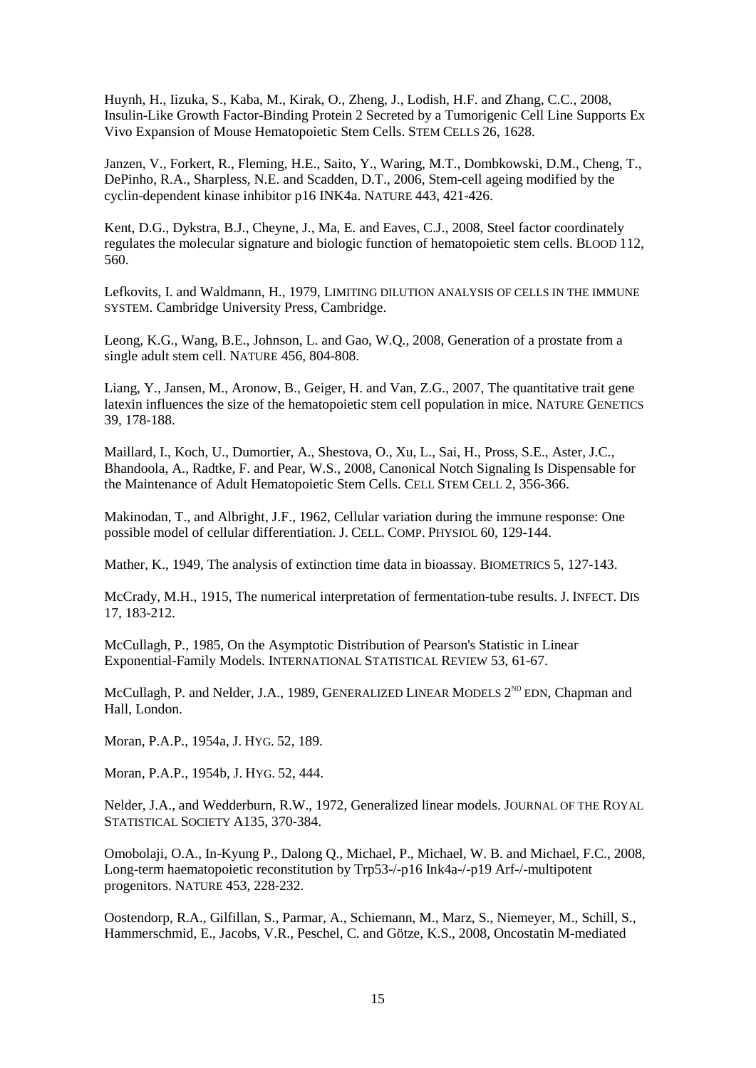Huynh, H., Iizuka, S., Kaba, M., Kirak, O., Zheng, J., Lodish, H.F. and Zhang, C.C., 2008, Insulin-Like Growth Factor-Binding Protein 2 Secreted by a Tumorigenic Cell Line Supports Ex Vivo Expansion of Mouse Hematopoietic Stem Cells. STEM CELLS 26, 1628.

Janzen, V., Forkert, R., Fleming, H.E., Saito, Y., Waring, M.T., Dombkowski, D.M., Cheng, T., DePinho, R.A., Sharpless, N.E. and Scadden, D.T., 2006, Stem-cell ageing modified by the cyclin-dependent kinase inhibitor p16 INK4a. NATURE 443, 421-426.

Kent, D.G., Dykstra, B.J., Cheyne, J., Ma, E. and Eaves, C.J., 2008, Steel factor coordinately regulates the molecular signature and biologic function of hematopoietic stem cells. BLOOD 112, 560.

Lefkovits, I. and Waldmann, H., 1979, LIMITING DILUTION ANALYSIS OF CELLS IN THE IMMUNE SYSTEM. Cambridge University Press, Cambridge.

Leong, K.G., Wang, B.E., Johnson, L. and Gao, W.Q., 2008, Generation of a prostate from a single adult stem cell. NATURE 456, 804-808.

Liang, Y., Jansen, M., Aronow, B., Geiger, H. and Van, Z.G., 2007, The quantitative trait gene latexin influences the size of the hematopoietic stem cell population in mice. NATURE GENETICS 39, 178-188.

Maillard, I., Koch, U., Dumortier, A., Shestova, O., Xu, L., Sai, H., Pross, S.E., Aster, J.C., Bhandoola, A., Radtke, F. and Pear, W.S., 2008, Canonical Notch Signaling Is Dispensable for the Maintenance of Adult Hematopoietic Stem Cells. CELL STEM CELL 2, 356-366.

Makinodan, T., and Albright, J.F., 1962, Cellular variation during the immune response: One possible model of cellular differentiation. J. CELL. COMP. PHYSIOL 60, 129-144.

Mather, K., 1949, The analysis of extinction time data in bioassay. BIOMETRICS 5, 127-143.

McCrady, M.H., 1915, The numerical interpretation of fermentation-tube results. J. INFECT. DIS 17, 183-212.

McCullagh, P., 1985, On the Asymptotic Distribution of Pearson's Statistic in Linear Exponential-Family Models. INTERNATIONAL STATISTICAL REVIEW 53, 61-67.

McCullagh, P. and Nelder, J.A., 1989, GENERALIZED LINEAR MODELS 2ND EDN, Chapman and Hall, London.

Moran, P.A.P., 1954a, J. HYG. 52, 189.

Moran, P.A.P., 1954b, J. HYG. 52, 444.

Nelder, J.A., and Wedderburn, R.W., 1972, Generalized linear models. JOURNAL OF THE ROYAL STATISTICAL SOCIETY A135, 370-384.

Omobolaji, O.A., In-Kyung P., Dalong Q., Michael, P., Michael, W. B. and Michael, F.C., 2008, Long-term haematopoietic reconstitution by Trp53-/-p16 Ink4a-/-p19 Arf-/-multipotent progenitors. NATURE 453, 228-232.

Oostendorp, R.A., Gilfillan, S., Parmar, A., Schiemann, M., Marz, S., Niemeyer, M., Schill, S., Hammerschmid, E., Jacobs, V.R., Peschel, C. and Götze, K.S., 2008, Oncostatin M-mediated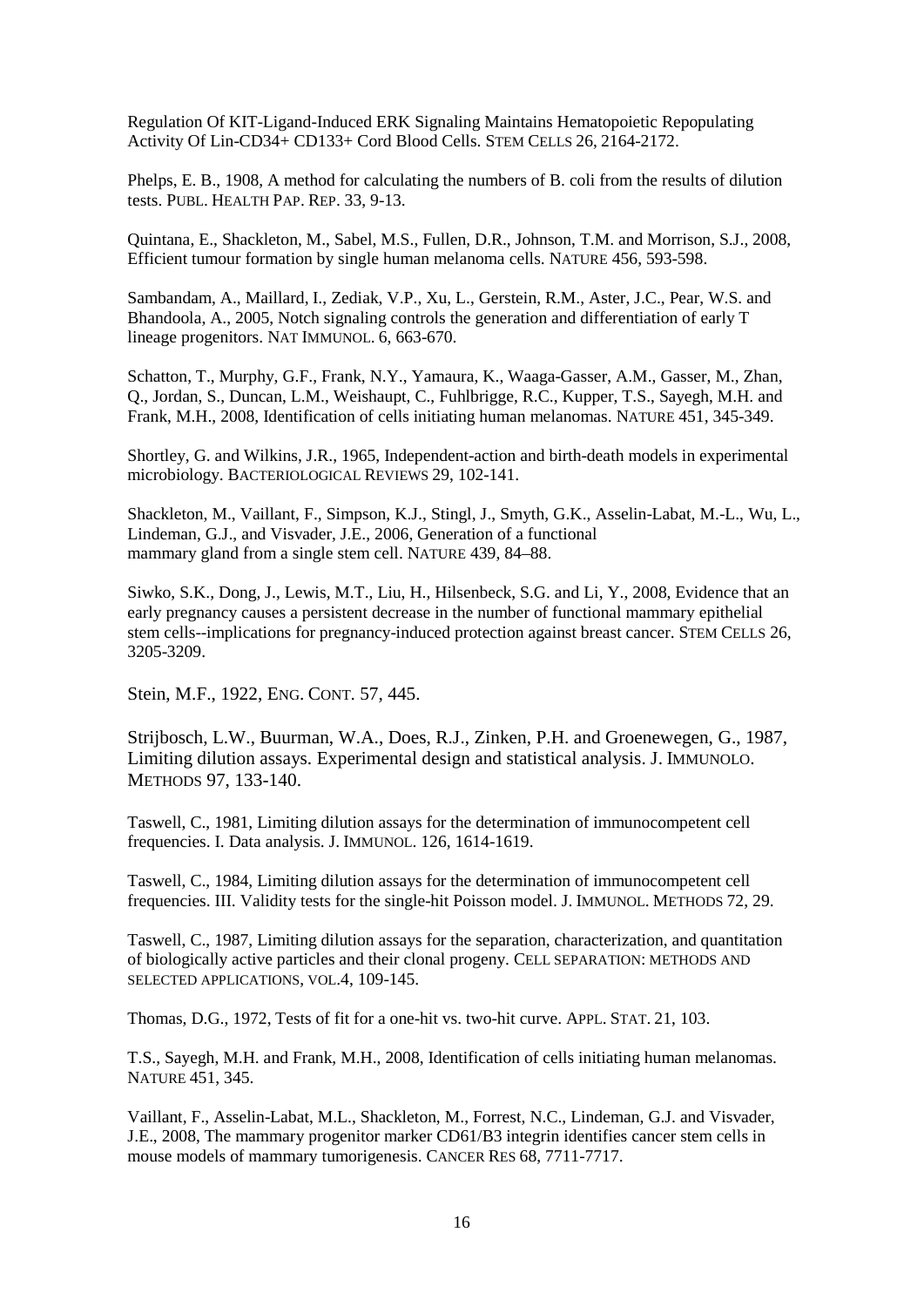Regulation Of KIT-Ligand-Induced ERK Signaling Maintains Hematopoietic Repopulating Activity Of Lin-CD34+ CD133+ Cord Blood Cells. STEM CELLS 26, 2164-2172.

Phelps, E. B., 1908, A method for calculating the numbers of B. coli from the results of dilution tests. PUBL. HEALTH PAP. REP. 33, 9-13.

Quintana, E., Shackleton, M., Sabel, M.S., Fullen, D.R., Johnson, T.M. and Morrison, S.J., 2008, Efficient tumour formation by single human melanoma cells. NATURE 456, 593-598.

Sambandam, A., Maillard, I., Zediak, V.P., Xu, L., Gerstein, R.M., Aster, J.C., Pear, W.S. and Bhandoola, A., 2005, Notch signaling controls the generation and differentiation of early T lineage progenitors. NAT IMMUNOL. 6, 663-670.

Schatton, T., Murphy, G.F., Frank, N.Y., Yamaura, K., Waaga-Gasser, A.M., Gasser, M., Zhan, Q., Jordan, S., Duncan, L.M., Weishaupt, C., Fuhlbrigge, R.C., Kupper, T.S., Sayegh, M.H. and Frank, M.H., 2008, Identification of cells initiating human melanomas. NATURE 451, 345-349.

Shortley, G. and Wilkins, J.R., 1965, Independent-action and birth-death models in experimental microbiology. BACTERIOLOGICAL REVIEWS 29, 102-141.

Shackleton, M., Vaillant, F., Simpson, K.J., Stingl, J., Smyth, G.K., Asselin-Labat, M.-L., Wu, L., Lindeman, G.J., and Visvader, J.E., 2006, Generation of a functional mammary gland from a single stem cell. NATURE 439, 84–88.

Siwko, S.K., Dong, J., Lewis, M.T., Liu, H., Hilsenbeck, S.G. and Li, Y., 2008, Evidence that an early pregnancy causes a persistent decrease in the number of functional mammary epithelial stem cells--implications for pregnancy-induced protection against breast cancer. STEM CELLS 26, 3205-3209.

Stein, M.F., 1922, ENG. CONT. 57, 445.

Strijbosch, L.W., Buurman, W.A., Does, R.J., Zinken, P.H. and Groenewegen, G., 1987, Limiting dilution assays. Experimental design and statistical analysis. J. IMMUNOLO. METHODS 97, 133-140.

Taswell, C., 1981, Limiting dilution assays for the determination of immunocompetent cell frequencies. I. Data analysis. J. IMMUNOL. 126, 1614-1619.

Taswell, C., 1984, Limiting dilution assays for the determination of immunocompetent cell frequencies. III. Validity tests for the single-hit Poisson model. J. IMMUNOL. METHODS 72, 29.

Taswell, C., 1987, Limiting dilution assays for the separation, characterization, and quantitation of biologically active particles and their clonal progeny. CELL SEPARATION: METHODS AND SELECTED APPLICATIONS, VOL.4, 109-145.

Thomas, D.G., 1972, Tests of fit for a one-hit vs. two-hit curve. APPL. STAT. 21, 103.

T.S., Sayegh, M.H. and Frank, M.H., 2008, Identification of cells initiating human melanomas. NATURE 451, 345.

Vaillant, F., Asselin-Labat, M.L., Shackleton, M., Forrest, N.C., Lindeman, G.J. and Visvader, J.E., 2008, The mammary progenitor marker CD61/B3 integrin identifies cancer stem cells in mouse models of mammary tumorigenesis. CANCER RES 68, 7711-7717.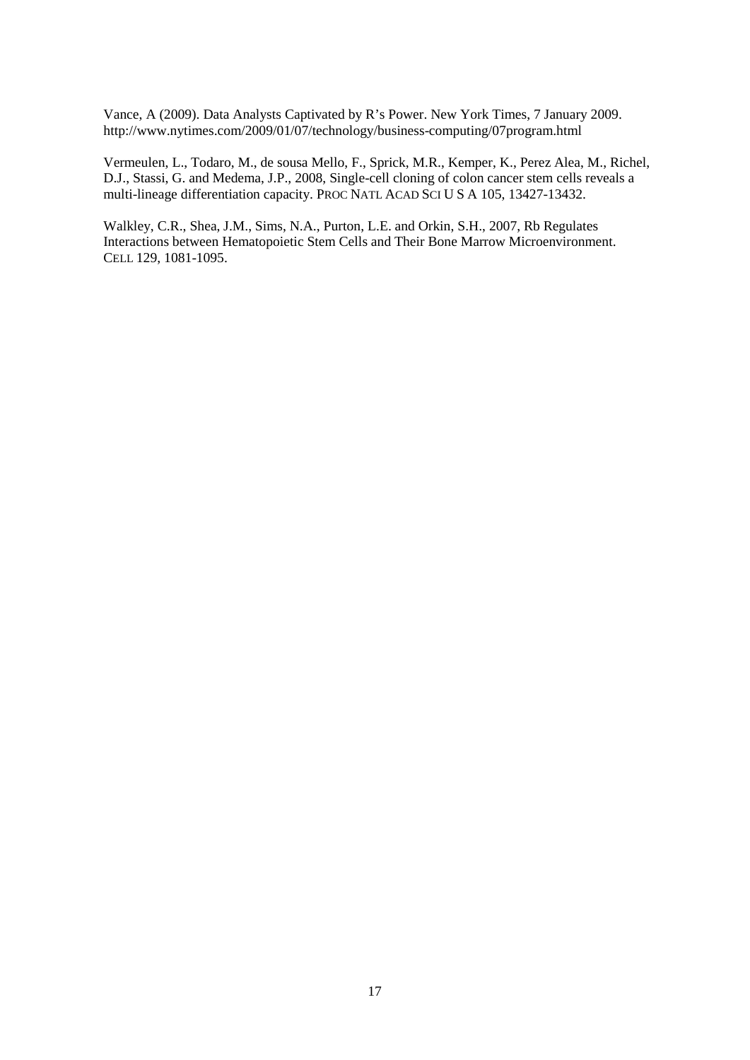Vance, A (2009). Data Analysts Captivated by R's Power. New York Times, 7 January 2009. http://www.nytimes.com/2009/01/07/technology/business-computing/07program.html

Vermeulen, L., Todaro, M., de sousa Mello, F., Sprick, M.R., Kemper, K., Perez Alea, M., Richel, D.J., Stassi, G. and Medema, J.P., 2008, Single-cell cloning of colon cancer stem cells reveals a multi-lineage differentiation capacity. PROC NATL ACAD SCI U S A 105, 13427-13432.

Walkley, C.R., Shea, J.M., Sims, N.A., Purton, L.E. and Orkin, S.H., 2007, Rb Regulates Interactions between Hematopoietic Stem Cells and Their Bone Marrow Microenvironment. CELL 129, 1081-1095.